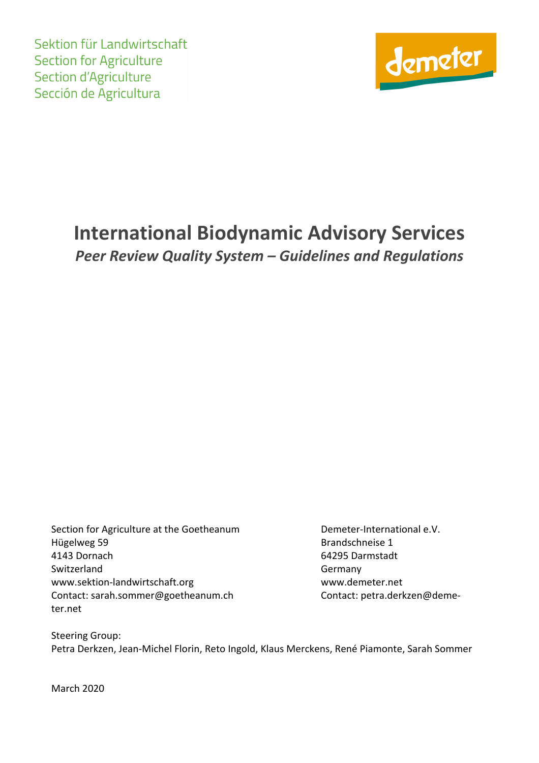Sektion für Landwirtschaft
Section for Agriculture
Section d'Agriculture
Sección de Agricultura

demeter

# International Biodynamic Advisory Services

## *Peer Review Quality System – Guidelines and Regulations*

Section for Agriculture at the Goetheanum
Hügelweg 59
4143 Dornach
Switzerland
www.sektion-landwirtschaft.org
Contact: sarah.sommer@goetheanum.ch

Demeter-International e.V.
Brandschneise 1
64295 Darmstadt
Germany
www.demeter.net
Contact: petra.derkzen@demeter.net

Steering Group:
Petra Derkzen, Jean-Michel Florin, Reto Ingold, Klaus Merckens, René Piamonte, Sarah Sommer

March 2020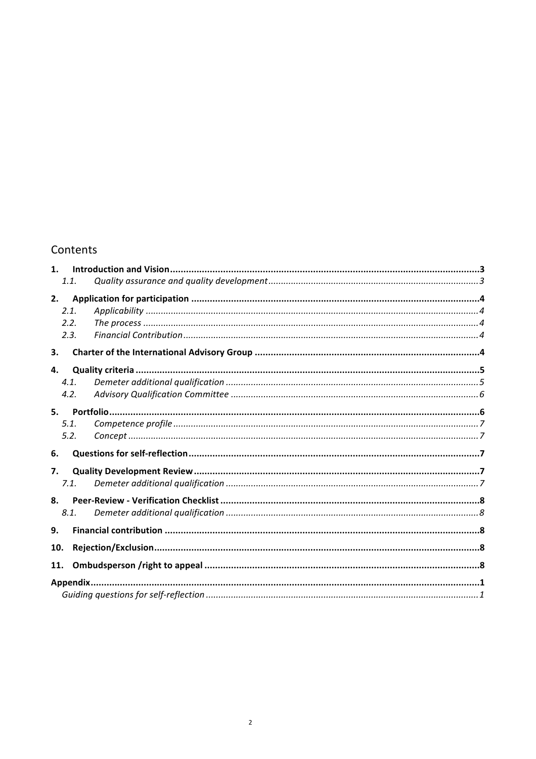# Contents

- **1. Introduction and Vision** ........ **3**
  - *1.1. Quality assurance and quality development* ........ *3*
- **2. Application for participation** ........ **4**
  - *2.1. Applicability* ........ *4*
  - *2.2. The process* ........ *4*
  - *2.3. Financial Contribution* ........ *4*
- **3. Charter of the International Advisory Group** ........ **4**
- **4. Quality criteria** ........ **5**
  - *4.1. Demeter additional qualification* ........ *5*
  - *4.2. Advisory Qualification Committee* ........ *6*
- **5. Portfolio** ........ **6**
  - *5.1. Competence profile* ........ *7*
  - *5.2. Concept* ........ *7*
- **6. Questions for self-reflection** ........ **7**
- **7. Quality Development Review** ........ **7**
  - *7.1. Demeter additional qualification* ........ *7*
- **8. Peer-Review - Verification Checklist** ........ **8**
  - *8.1. Demeter additional qualification* ........ *8*
- **9. Financial contribution** ........ **8**
- **10. Rejection/Exclusion** ........ **8**
- **11. Ombudsperson /right to appeal** ........ **8**
- **Appendix** ........ **1**
  - *Guiding questions for self-reflection* ........ *1*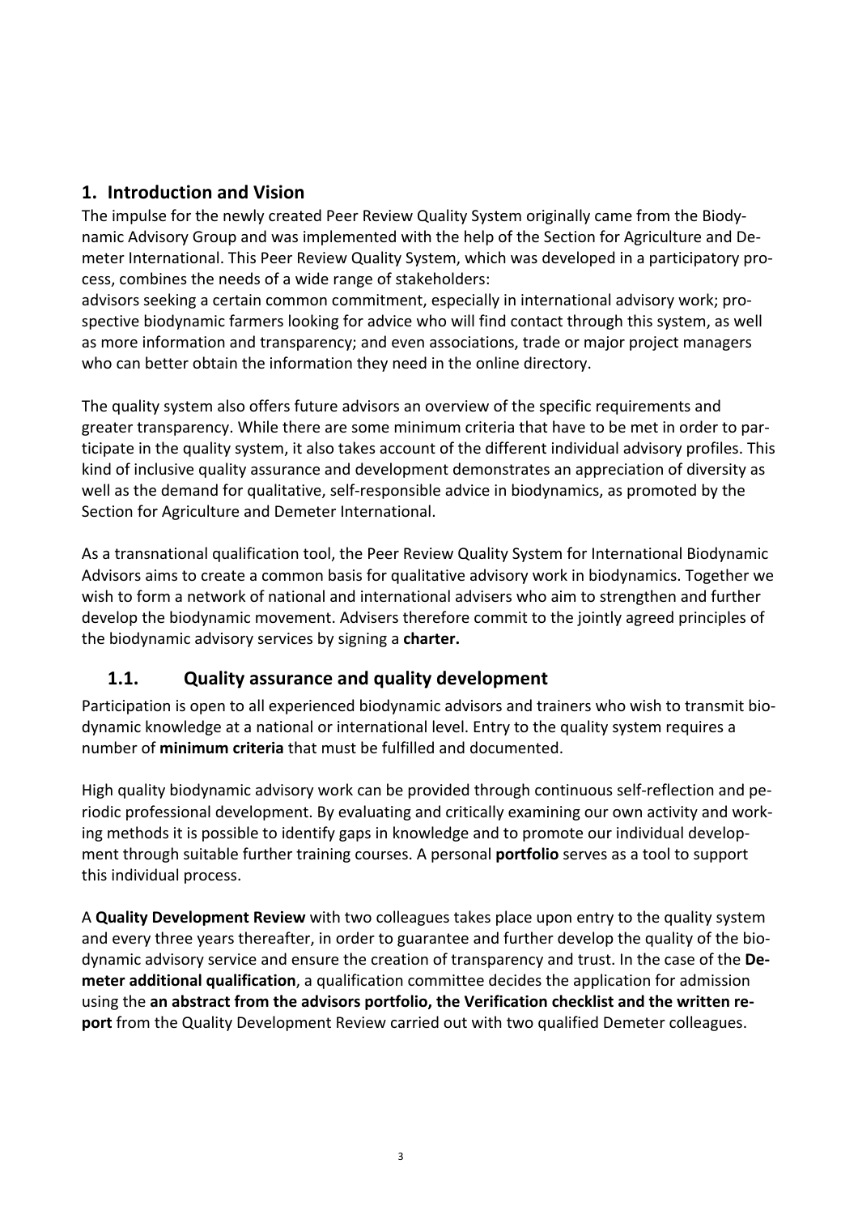## 1. Introduction and Vision

The impulse for the newly created Peer Review Quality System originally came from the Biodynamic Advisory Group and was implemented with the help of the Section for Agriculture and Demeter International. This Peer Review Quality System, which was developed in a participatory process, combines the needs of a wide range of stakeholders:
advisors seeking a certain common commitment, especially in international advisory work; prospective biodynamic farmers looking for advice who will find contact through this system, as well as more information and transparency; and even associations, trade or major project managers who can better obtain the information they need in the online directory.

The quality system also offers future advisors an overview of the specific requirements and greater transparency. While there are some minimum criteria that have to be met in order to participate in the quality system, it also takes account of the different individual advisory profiles. This kind of inclusive quality assurance and development demonstrates an appreciation of diversity as well as the demand for qualitative, self-responsible advice in biodynamics, as promoted by the Section for Agriculture and Demeter International.

As a transnational qualification tool, the Peer Review Quality System for International Biodynamic Advisors aims to create a common basis for qualitative advisory work in biodynamics. Together we wish to form a network of national and international advisers who aim to strengthen and further develop the biodynamic movement. Advisers therefore commit to the jointly agreed principles of the biodynamic advisory services by signing a **charter.**

### 1.1. Quality assurance and quality development

Participation is open to all experienced biodynamic advisors and trainers who wish to transmit biodynamic knowledge at a national or international level. Entry to the quality system requires a number of **minimum criteria** that must be fulfilled and documented.

High quality biodynamic advisory work can be provided through continuous self-reflection and periodic professional development. By evaluating and critically examining our own activity and working methods it is possible to identify gaps in knowledge and to promote our individual development through suitable further training courses. A personal **portfolio** serves as a tool to support this individual process.

A **Quality Development Review** with two colleagues takes place upon entry to the quality system and every three years thereafter, in order to guarantee and further develop the quality of the biodynamic advisory service and ensure the creation of transparency and trust. In the case of the **Demeter additional qualification**, a qualification committee decides the application for admission using the **an abstract from the advisors portfolio, the Verification checklist and the written report** from the Quality Development Review carried out with two qualified Demeter colleagues.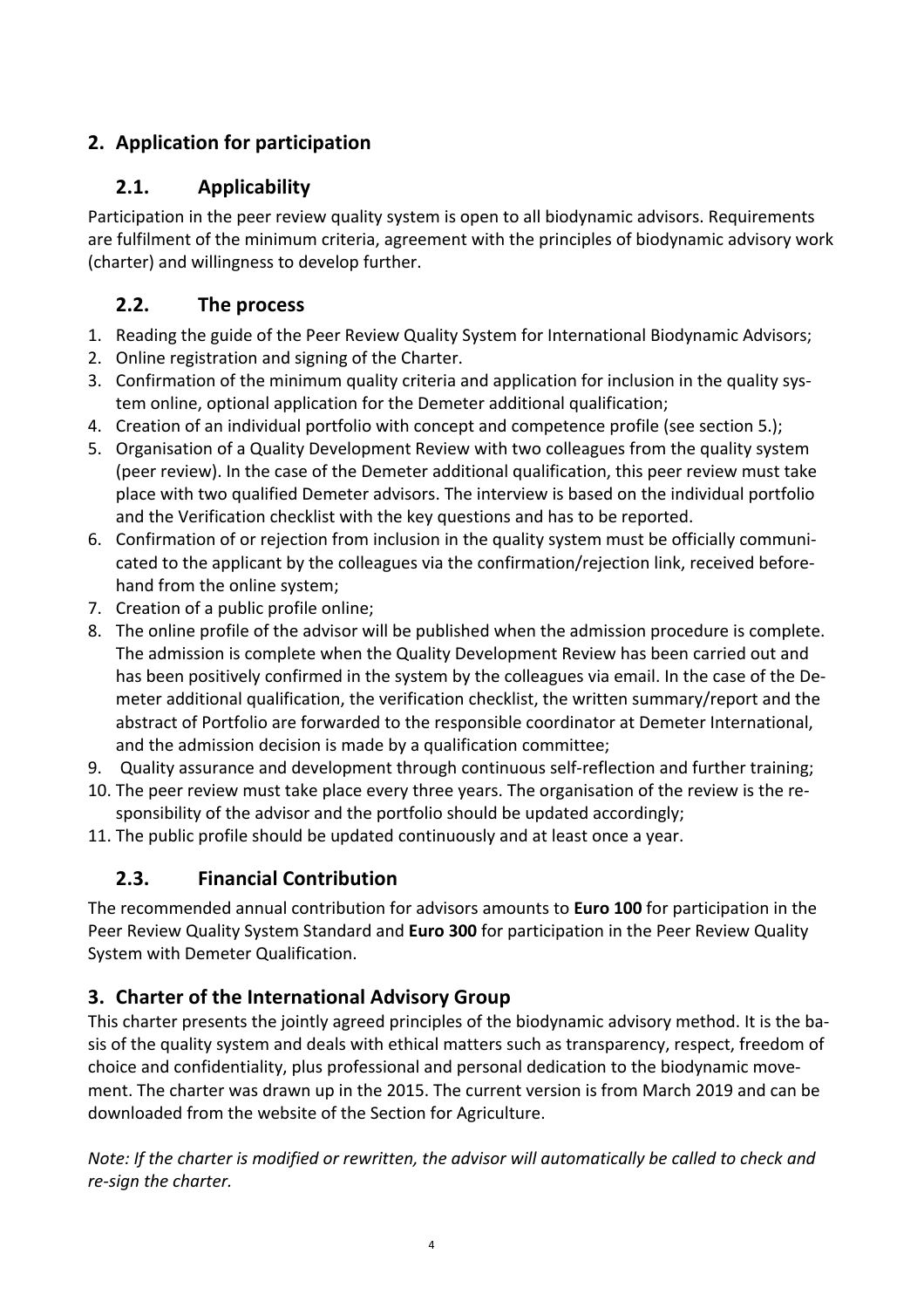## 2. Application for participation

### 2.1. Applicability

Participation in the peer review quality system is open to all biodynamic advisors. Requirements are fulfilment of the minimum criteria, agreement with the principles of biodynamic advisory work (charter) and willingness to develop further.

### 2.2. The process

1. Reading the guide of the Peer Review Quality System for International Biodynamic Advisors;
2. Online registration and signing of the Charter.
3. Confirmation of the minimum quality criteria and application for inclusion in the quality system online, optional application for the Demeter additional qualification;
4. Creation of an individual portfolio with concept and competence profile (see section 5.);
5. Organisation of a Quality Development Review with two colleagues from the quality system (peer review). In the case of the Demeter additional qualification, this peer review must take place with two qualified Demeter advisors. The interview is based on the individual portfolio and the Verification checklist with the key questions and has to be reported.
6. Confirmation of or rejection from inclusion in the quality system must be officially communicated to the applicant by the colleagues via the confirmation/rejection link, received beforehand from the online system;
7. Creation of a public profile online;
8. The online profile of the advisor will be published when the admission procedure is complete. The admission is complete when the Quality Development Review has been carried out and has been positively confirmed in the system by the colleagues via email. In the case of the Demeter additional qualification, the verification checklist, the written summary/report and the abstract of Portfolio are forwarded to the responsible coordinator at Demeter International, and the admission decision is made by a qualification committee;
9. Quality assurance and development through continuous self-reflection and further training;
10. The peer review must take place every three years. The organisation of the review is the responsibility of the advisor and the portfolio should be updated accordingly;
11. The public profile should be updated continuously and at least once a year.

### 2.3. Financial Contribution

The recommended annual contribution for advisors amounts to **Euro 100** for participation in the Peer Review Quality System Standard and **Euro 300** for participation in the Peer Review Quality System with Demeter Qualification.

## 3. Charter of the International Advisory Group

This charter presents the jointly agreed principles of the biodynamic advisory method. It is the basis of the quality system and deals with ethical matters such as transparency, respect, freedom of choice and confidentiality, plus professional and personal dedication to the biodynamic movement. The charter was drawn up in the 2015. The current version is from March 2019 and can be downloaded from the website of the Section for Agriculture.

*Note: If the charter is modified or rewritten, the advisor will automatically be called to check and re-sign the charter.*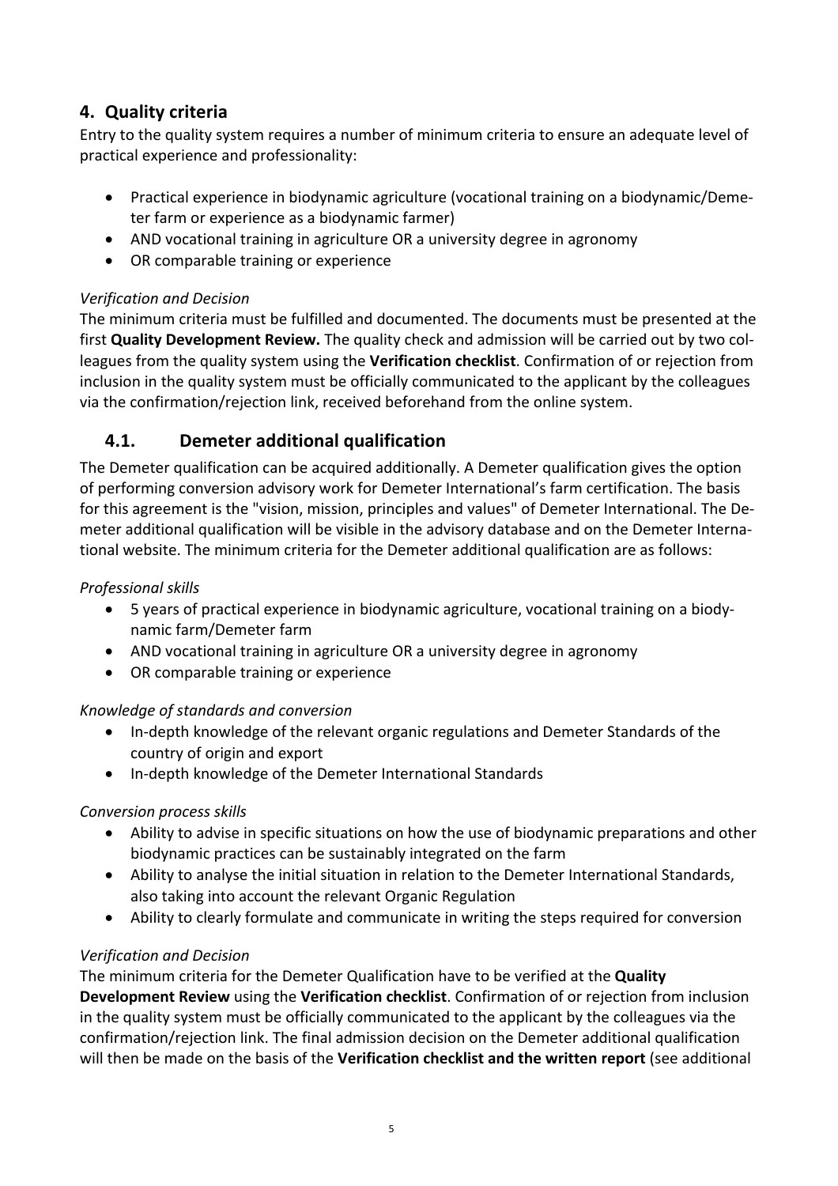## 4. Quality criteria

Entry to the quality system requires a number of minimum criteria to ensure an adequate level of practical experience and professionality:

- Practical experience in biodynamic agriculture (vocational training on a biodynamic/Demeter farm or experience as a biodynamic farmer)
- AND vocational training in agriculture OR a university degree in agronomy
- OR comparable training or experience

*Verification and Decision*

The minimum criteria must be fulfilled and documented. The documents must be presented at the first **Quality Development Review.** The quality check and admission will be carried out by two colleagues from the quality system using the **Verification checklist**. Confirmation of or rejection from inclusion in the quality system must be officially communicated to the applicant by the colleagues via the confirmation/rejection link, received beforehand from the online system.

### 4.1. Demeter additional qualification

The Demeter qualification can be acquired additionally. A Demeter qualification gives the option of performing conversion advisory work for Demeter International's farm certification. The basis for this agreement is the "vision, mission, principles and values" of Demeter International. The Demeter additional qualification will be visible in the advisory database and on the Demeter International website. The minimum criteria for the Demeter additional qualification are as follows:

*Professional skills*

- 5 years of practical experience in biodynamic agriculture, vocational training on a biodynamic farm/Demeter farm
- AND vocational training in agriculture OR a university degree in agronomy
- OR comparable training or experience

*Knowledge of standards and conversion*

- In-depth knowledge of the relevant organic regulations and Demeter Standards of the country of origin and export
- In-depth knowledge of the Demeter International Standards

*Conversion process skills*

- Ability to advise in specific situations on how the use of biodynamic preparations and other biodynamic practices can be sustainably integrated on the farm
- Ability to analyse the initial situation in relation to the Demeter International Standards, also taking into account the relevant Organic Regulation
- Ability to clearly formulate and communicate in writing the steps required for conversion

*Verification and Decision*

The minimum criteria for the Demeter Qualification have to be verified at the **Quality Development Review** using the **Verification checklist**. Confirmation of or rejection from inclusion in the quality system must be officially communicated to the applicant by the colleagues via the confirmation/rejection link. The final admission decision on the Demeter additional qualification will then be made on the basis of the **Verification checklist and the written report** (see additional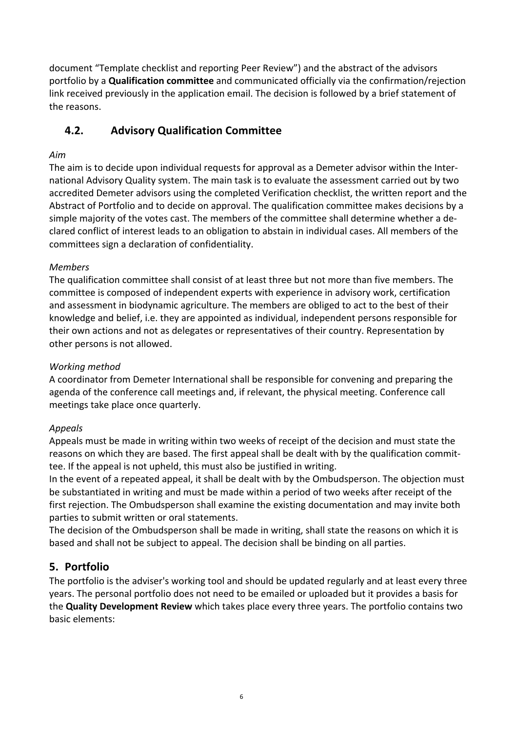document "Template checklist and reporting Peer Review") and the abstract of the advisors portfolio by a **Qualification committee** and communicated officially via the confirmation/rejection link received previously in the application email. The decision is followed by a brief statement of the reasons.

## 4.2. Advisory Qualification Committee

*Aim*

The aim is to decide upon individual requests for approval as a Demeter advisor within the International Advisory Quality system. The main task is to evaluate the assessment carried out by two accredited Demeter advisors using the completed Verification checklist, the written report and the Abstract of Portfolio and to decide on approval. The qualification committee makes decisions by a simple majority of the votes cast. The members of the committee shall determine whether a declared conflict of interest leads to an obligation to abstain in individual cases. All members of the committees sign a declaration of confidentiality.

*Members*

The qualification committee shall consist of at least three but not more than five members. The committee is composed of independent experts with experience in advisory work, certification and assessment in biodynamic agriculture. The members are obliged to act to the best of their knowledge and belief, i.e. they are appointed as individual, independent persons responsible for their own actions and not as delegates or representatives of their country. Representation by other persons is not allowed.

*Working method*

A coordinator from Demeter International shall be responsible for convening and preparing the agenda of the conference call meetings and, if relevant, the physical meeting. Conference call meetings take place once quarterly.

*Appeals*

Appeals must be made in writing within two weeks of receipt of the decision and must state the reasons on which they are based. The first appeal shall be dealt with by the qualification committee. If the appeal is not upheld, this must also be justified in writing.

In the event of a repeated appeal, it shall be dealt with by the Ombudsperson. The objection must be substantiated in writing and must be made within a period of two weeks after receipt of the first rejection. The Ombudsperson shall examine the existing documentation and may invite both parties to submit written or oral statements.

The decision of the Ombudsperson shall be made in writing, shall state the reasons on which it is based and shall not be subject to appeal. The decision shall be binding on all parties.

# 5. Portfolio

The portfolio is the adviser's working tool and should be updated regularly and at least every three years. The personal portfolio does not need to be emailed or uploaded but it provides a basis for the **Quality Development Review** which takes place every three years. The portfolio contains two basic elements: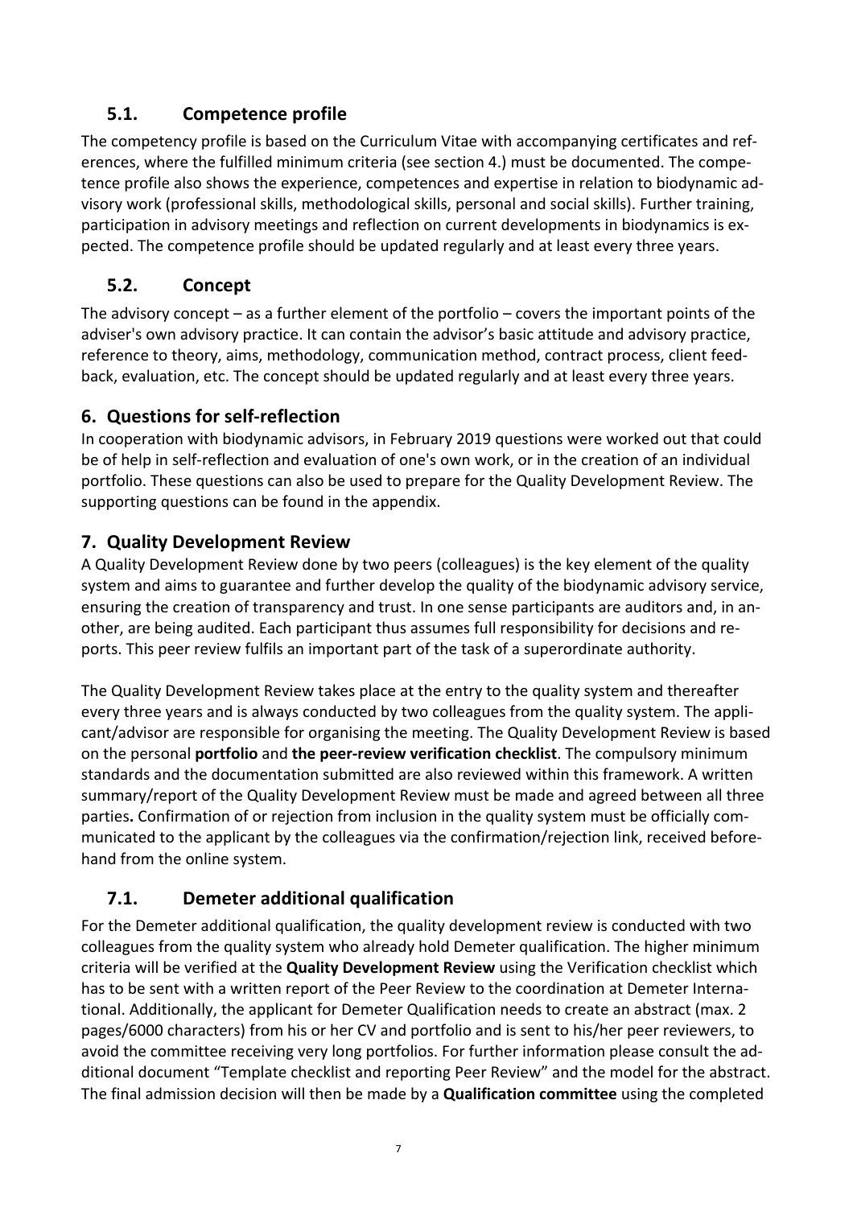## 5.1. Competence profile

The competency profile is based on the Curriculum Vitae with accompanying certificates and references, where the fulfilled minimum criteria (see section 4.) must be documented. The competence profile also shows the experience, competences and expertise in relation to biodynamic advisory work (professional skills, methodological skills, personal and social skills). Further training, participation in advisory meetings and reflection on current developments in biodynamics is expected. The competence profile should be updated regularly and at least every three years.

## 5.2. Concept

The advisory concept – as a further element of the portfolio – covers the important points of the adviser's own advisory practice. It can contain the advisor's basic attitude and advisory practice, reference to theory, aims, methodology, communication method, contract process, client feedback, evaluation, etc. The concept should be updated regularly and at least every three years.

# 6. Questions for self-reflection

In cooperation with biodynamic advisors, in February 2019 questions were worked out that could be of help in self-reflection and evaluation of one's own work, or in the creation of an individual portfolio. These questions can also be used to prepare for the Quality Development Review. The supporting questions can be found in the appendix.

# 7. Quality Development Review

A Quality Development Review done by two peers (colleagues) is the key element of the quality system and aims to guarantee and further develop the quality of the biodynamic advisory service, ensuring the creation of transparency and trust. In one sense participants are auditors and, in another, are being audited. Each participant thus assumes full responsibility for decisions and reports. This peer review fulfils an important part of the task of a superordinate authority.

The Quality Development Review takes place at the entry to the quality system and thereafter every three years and is always conducted by two colleagues from the quality system. The applicant/advisor are responsible for organising the meeting. The Quality Development Review is based on the personal **portfolio** and **the peer-review verification checklist**. The compulsory minimum standards and the documentation submitted are also reviewed within this framework. A written summary/report of the Quality Development Review must be made and agreed between all three parties. Confirmation of or rejection from inclusion in the quality system must be officially communicated to the applicant by the colleagues via the confirmation/rejection link, received beforehand from the online system.

## 7.1. Demeter additional qualification

For the Demeter additional qualification, the quality development review is conducted with two colleagues from the quality system who already hold Demeter qualification. The higher minimum criteria will be verified at the **Quality Development Review** using the Verification checklist which has to be sent with a written report of the Peer Review to the coordination at Demeter International. Additionally, the applicant for Demeter Qualification needs to create an abstract (max. 2 pages/6000 characters) from his or her CV and portfolio and is sent to his/her peer reviewers, to avoid the committee receiving very long portfolios. For further information please consult the additional document "Template checklist and reporting Peer Review" and the model for the abstract. The final admission decision will then be made by a **Qualification committee** using the completed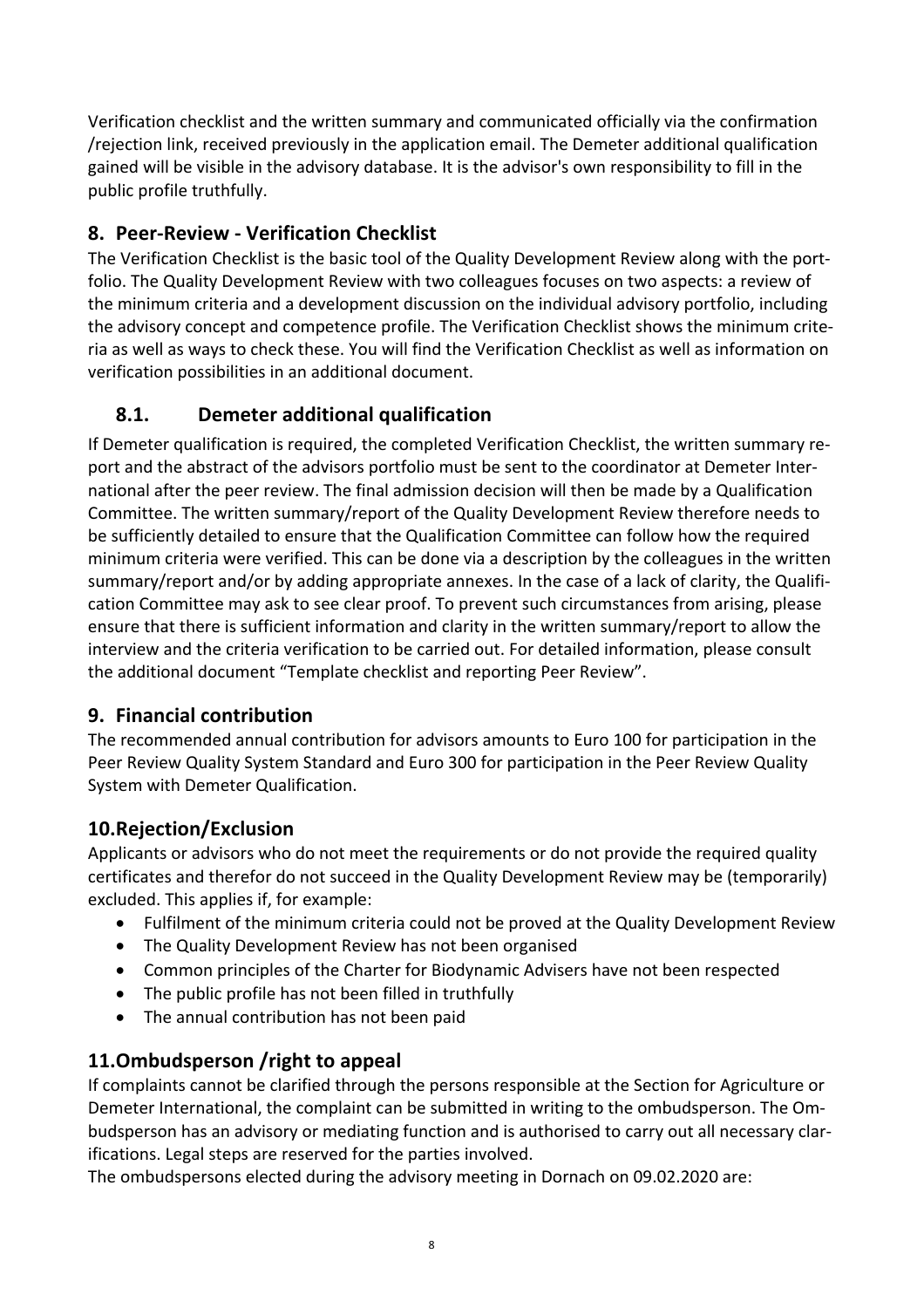Verification checklist and the written summary and communicated officially via the confirmation /rejection link, received previously in the application email. The Demeter additional qualification gained will be visible in the advisory database. It is the advisor's own responsibility to fill in the public profile truthfully.

## 8. Peer-Review - Verification Checklist

The Verification Checklist is the basic tool of the Quality Development Review along with the portfolio. The Quality Development Review with two colleagues focuses on two aspects: a review of the minimum criteria and a development discussion on the individual advisory portfolio, including the advisory concept and competence profile. The Verification Checklist shows the minimum criteria as well as ways to check these. You will find the Verification Checklist as well as information on verification possibilities in an additional document.

### 8.1. Demeter additional qualification

If Demeter qualification is required, the completed Verification Checklist, the written summary report and the abstract of the advisors portfolio must be sent to the coordinator at Demeter International after the peer review. The final admission decision will then be made by a Qualification Committee. The written summary/report of the Quality Development Review therefore needs to be sufficiently detailed to ensure that the Qualification Committee can follow how the required minimum criteria were verified. This can be done via a description by the colleagues in the written summary/report and/or by adding appropriate annexes. In the case of a lack of clarity, the Qualification Committee may ask to see clear proof. To prevent such circumstances from arising, please ensure that there is sufficient information and clarity in the written summary/report to allow the interview and the criteria verification to be carried out. For detailed information, please consult the additional document "Template checklist and reporting Peer Review".

## 9. Financial contribution

The recommended annual contribution for advisors amounts to Euro 100 for participation in the Peer Review Quality System Standard and Euro 300 for participation in the Peer Review Quality System with Demeter Qualification.

## 10. Rejection/Exclusion

Applicants or advisors who do not meet the requirements or do not provide the required quality certificates and therefor do not succeed in the Quality Development Review may be (temporarily) excluded. This applies if, for example:

- Fulfilment of the minimum criteria could not be proved at the Quality Development Review
- The Quality Development Review has not been organised
- Common principles of the Charter for Biodynamic Advisers have not been respected
- The public profile has not been filled in truthfully
- The annual contribution has not been paid

## 11. Ombudsperson /right to appeal

If complaints cannot be clarified through the persons responsible at the Section for Agriculture or Demeter International, the complaint can be submitted in writing to the ombudsperson. The Ombudsperson has an advisory or mediating function and is authorised to carry out all necessary clarifications. Legal steps are reserved for the parties involved.

The ombudspersons elected during the advisory meeting in Dornach on 09.02.2020 are: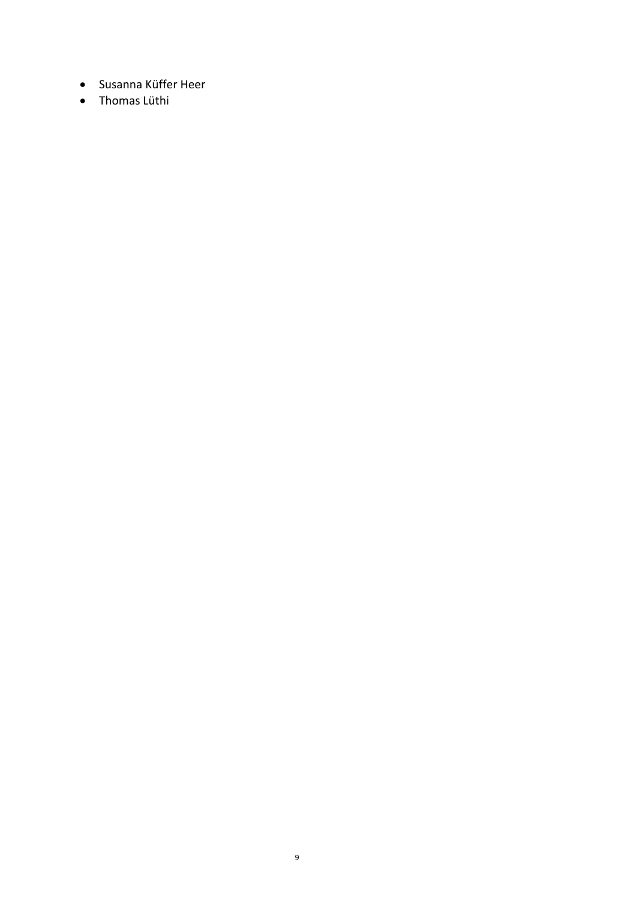- Susanna Küffer Heer
- Thomas Lüthi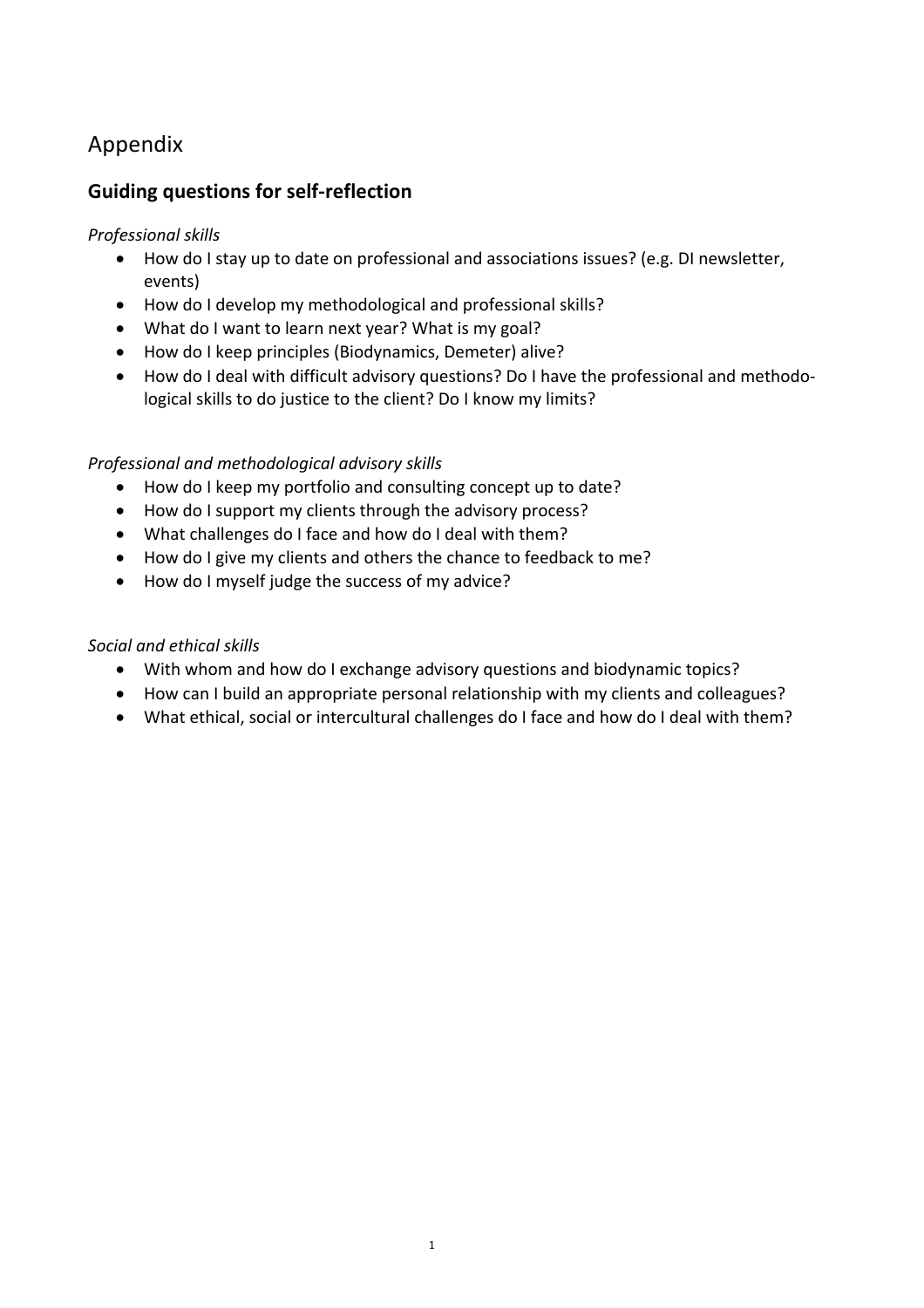# Appendix

## Guiding questions for self-reflection

*Professional skills*

- How do I stay up to date on professional and associations issues? (e.g. DI newsletter, events)
- How do I develop my methodological and professional skills?
- What do I want to learn next year? What is my goal?
- How do I keep principles (Biodynamics, Demeter) alive?
- How do I deal with difficult advisory questions? Do I have the professional and methodological skills to do justice to the client? Do I know my limits?

*Professional and methodological advisory skills*

- How do I keep my portfolio and consulting concept up to date?
- How do I support my clients through the advisory process?
- What challenges do I face and how do I deal with them?
- How do I give my clients and others the chance to feedback to me?
- How do I myself judge the success of my advice?

*Social and ethical skills*

- With whom and how do I exchange advisory questions and biodynamic topics?
- How can I build an appropriate personal relationship with my clients and colleagues?
- What ethical, social or intercultural challenges do I face and how do I deal with them?